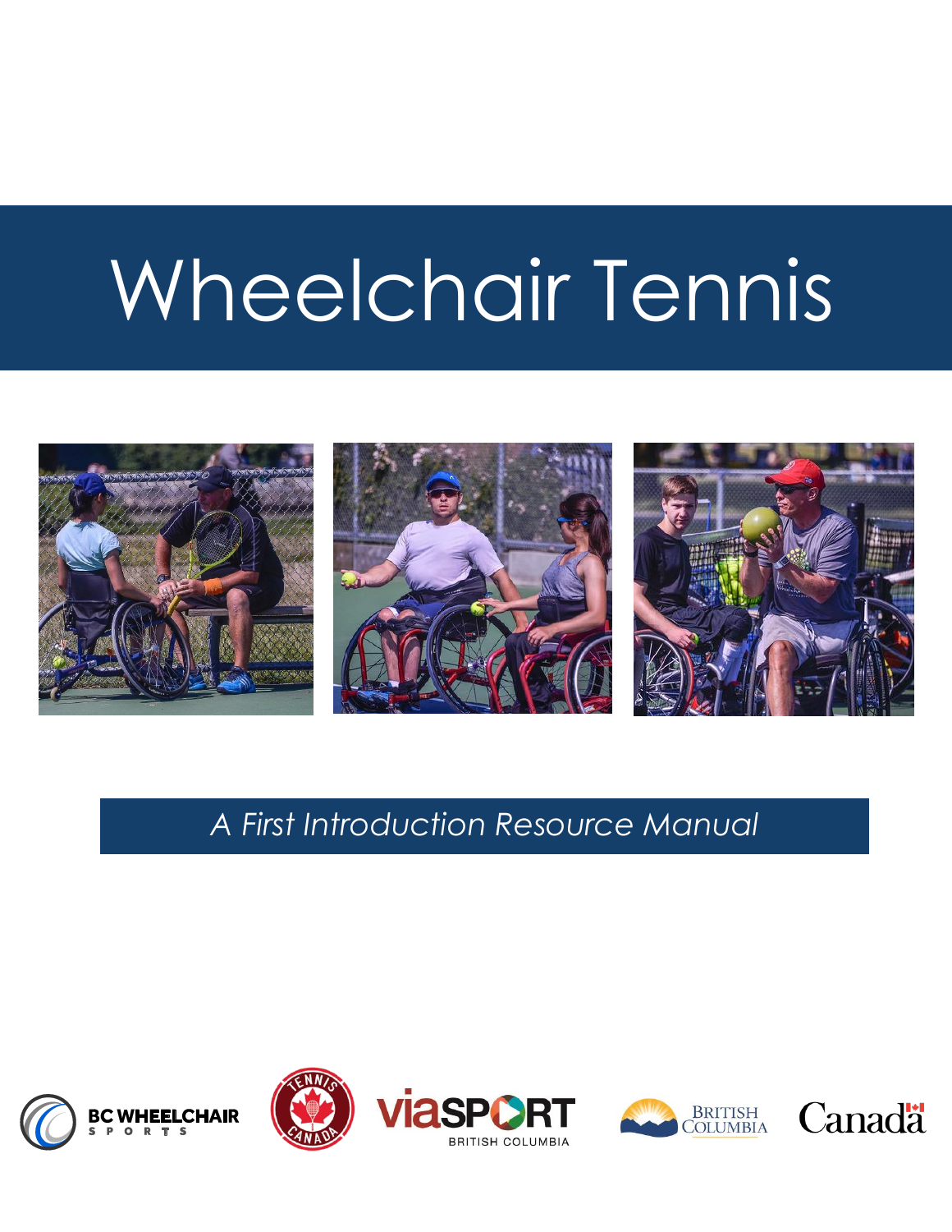# Wheelchair Tennis

*A First Introduction Resource Manual*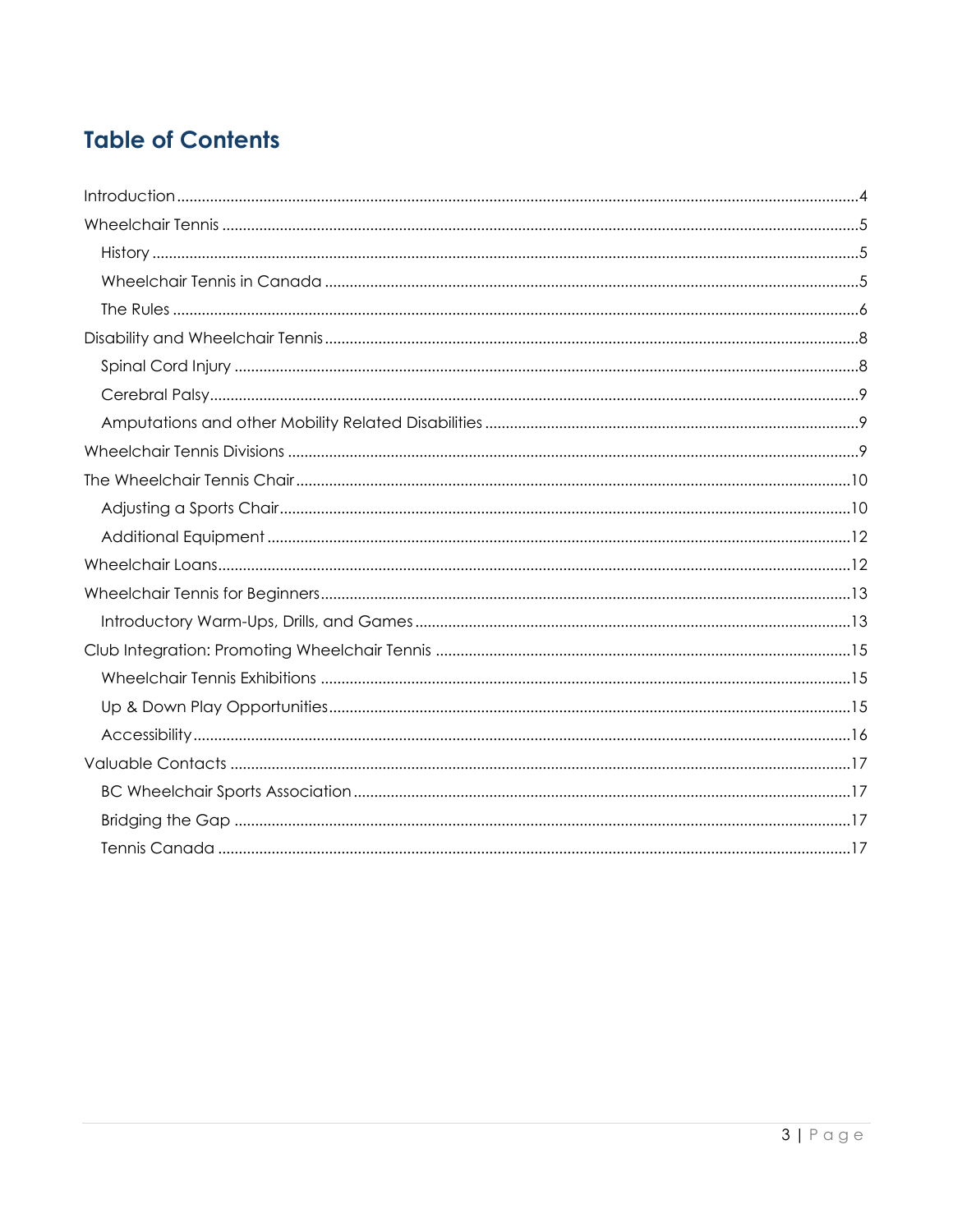# Table of Contents

- Introduction ... 4
- Wheelchair Tennis ... 5
  - History ... 5
  - Wheelchair Tennis in Canada ... 5
  - The Rules ... 6
- Disability and Wheelchair Tennis ... 8
  - Spinal Cord Injury ... 8
  - Cerebral Palsy ... 9
  - Amputations and other Mobility Related Disabilities ... 9
- Wheelchair Tennis Divisions ... 9
- The Wheelchair Tennis Chair ... 10
  - Adjusting a Sports Chair ... 10
  - Additional Equipment ... 12
- Wheelchair Loans ... 12
- Wheelchair Tennis for Beginners ... 13
  - Introductory Warm-Ups, Drills, and Games ... 13
- Club Integration: Promoting Wheelchair Tennis ... 15
  - Wheelchair Tennis Exhibitions ... 15
  - Up & Down Play Opportunities ... 15
  - Accessibility ... 16
- Valuable Contacts ... 17
  - BC Wheelchair Sports Association ... 17
  - Bridging the Gap ... 17
  - Tennis Canada ... 17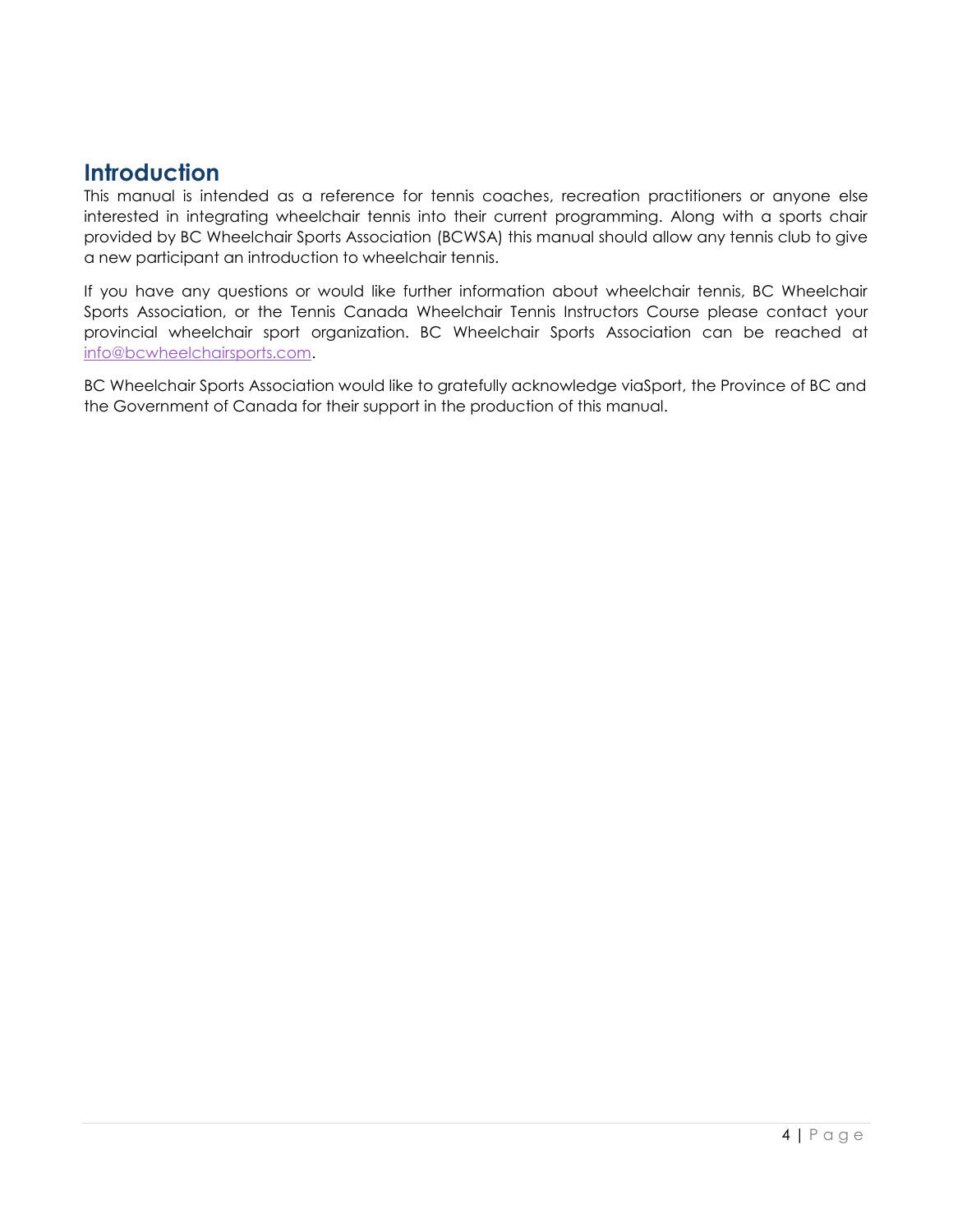## Introduction

This manual is intended as a reference for tennis coaches, recreation practitioners or anyone else interested in integrating wheelchair tennis into their current programming. Along with a sports chair provided by BC Wheelchair Sports Association (BCWSA) this manual should allow any tennis club to give a new participant an introduction to wheelchair tennis.

If you have any questions or would like further information about wheelchair tennis, BC Wheelchair Sports Association, or the Tennis Canada Wheelchair Tennis Instructors Course please contact your provincial wheelchair sport organization. BC Wheelchair Sports Association can be reached at info@bcwheelchairsports.com.

BC Wheelchair Sports Association would like to gratefully acknowledge viaSport, the Province of BC and the Government of Canada for their support in the production of this manual.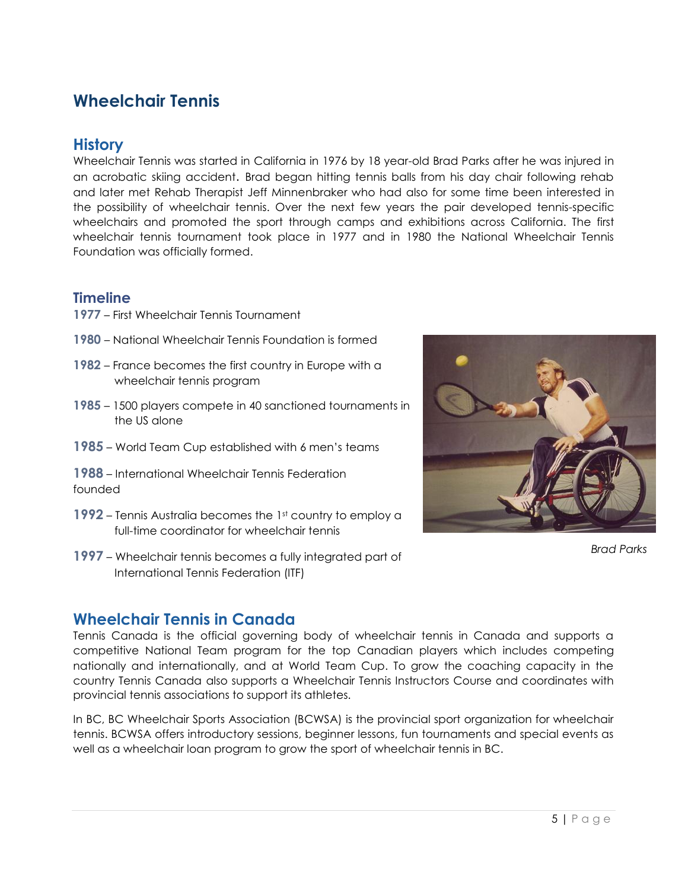# Wheelchair Tennis

## History

Wheelchair Tennis was started in California in 1976 by 18 year-old Brad Parks after he was injured in an acrobatic skiing accident. Brad began hitting tennis balls from his day chair following rehab and later met Rehab Therapist Jeff Minnenbraker who had also for some time been interested in the possibility of wheelchair tennis. Over the next few years the pair developed tennis-specific wheelchairs and promoted the sport through camps and exhibitions across California. The first wheelchair tennis tournament took place in 1977 and in 1980 the National Wheelchair Tennis Foundation was officially formed.

### Timeline

**1977** – First Wheelchair Tennis Tournament

**1980** – National Wheelchair Tennis Foundation is formed

**1982** – France becomes the first country in Europe with a wheelchair tennis program

**1985** – 1500 players compete in 40 sanctioned tournaments in the US alone

**1985** – World Team Cup established with 6 men's teams

**1988** – International Wheelchair Tennis Federation founded

**1992** – Tennis Australia becomes the 1st country to employ a full-time coordinator for wheelchair tennis

**1997** – Wheelchair tennis becomes a fully integrated part of International Tennis Federation (ITF)

*Brad Parks*

## Wheelchair Tennis in Canada

Tennis Canada is the official governing body of wheelchair tennis in Canada and supports a competitive National Team program for the top Canadian players which includes competing nationally and internationally, and at World Team Cup. To grow the coaching capacity in the country Tennis Canada also supports a Wheelchair Tennis Instructors Course and coordinates with provincial tennis associations to support its athletes.

In BC, BC Wheelchair Sports Association (BCWSA) is the provincial sport organization for wheelchair tennis. BCWSA offers introductory sessions, beginner lessons, fun tournaments and special events as well as a wheelchair loan program to grow the sport of wheelchair tennis in BC.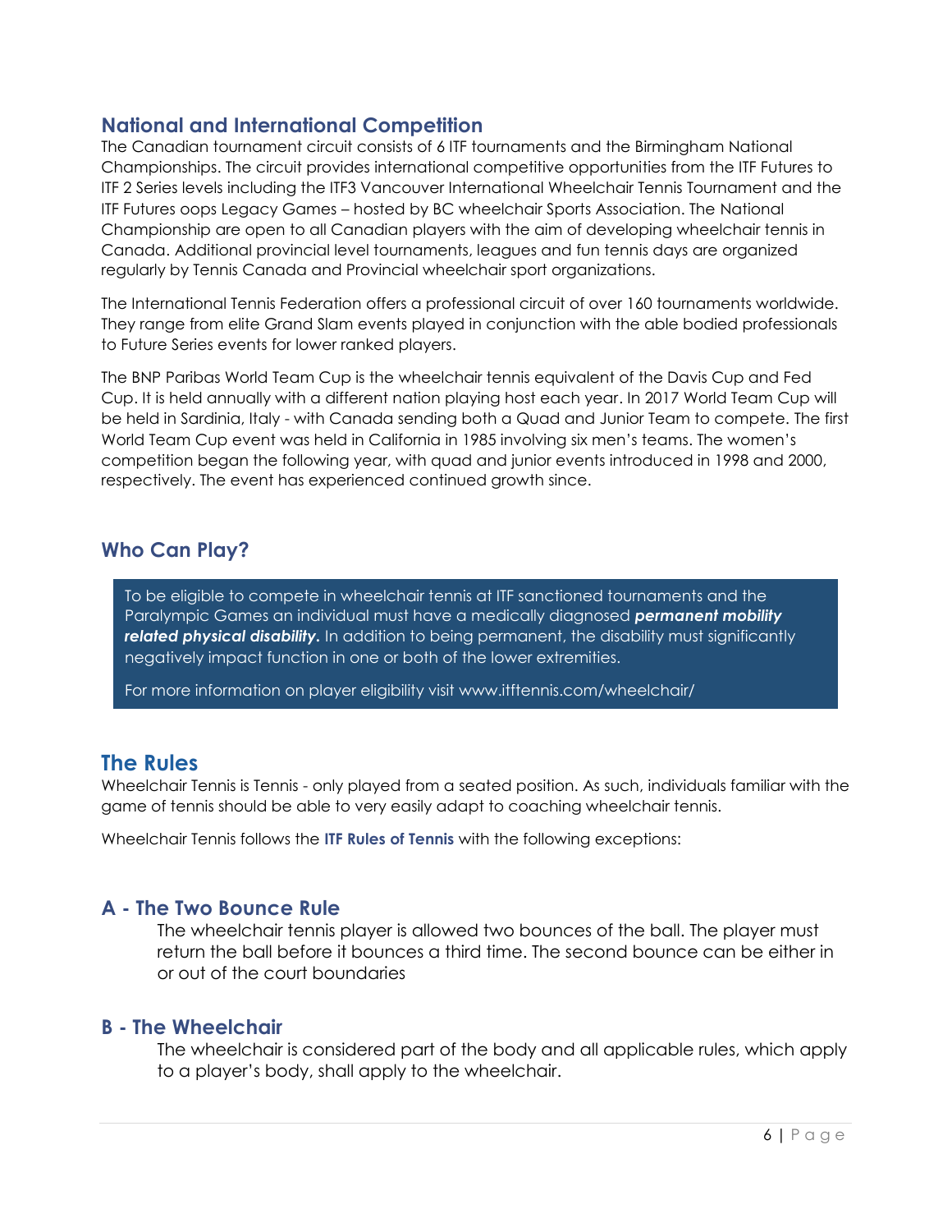## National and International Competition

The Canadian tournament circuit consists of 6 ITF tournaments and the Birmingham National Championships. The circuit provides international competitive opportunities from the ITF Futures to ITF 2 Series levels including the ITF3 Vancouver International Wheelchair Tennis Tournament and the ITF Futures oops Legacy Games – hosted by BC wheelchair Sports Association. The National Championship are open to all Canadian players with the aim of developing wheelchair tennis in Canada. Additional provincial level tournaments, leagues and fun tennis days are organized regularly by Tennis Canada and Provincial wheelchair sport organizations.

The International Tennis Federation offers a professional circuit of over 160 tournaments worldwide. They range from elite Grand Slam events played in conjunction with the able bodied professionals to Future Series events for lower ranked players.

The BNP Paribas World Team Cup is the wheelchair tennis equivalent of the Davis Cup and Fed Cup. It is held annually with a different nation playing host each year. In 2017 World Team Cup will be held in Sardinia, Italy - with Canada sending both a Quad and Junior Team to compete. The first World Team Cup event was held in California in 1985 involving six men's teams. The women's competition began the following year, with quad and junior events introduced in 1998 and 2000, respectively. The event has experienced continued growth since.

## Who Can Play?

> To be eligible to compete in wheelchair tennis at ITF sanctioned tournaments and the Paralympic Games an individual must have a medically diagnosed ***permanent mobility related physical disability.*** In addition to being permanent, the disability must significantly negatively impact function in one or both of the lower extremities.
>
> For more information on player eligibility visit www.itftennis.com/wheelchair/

## The Rules

Wheelchair Tennis is Tennis - only played from a seated position. As such, individuals familiar with the game of tennis should be able to very easily adapt to coaching wheelchair tennis.

Wheelchair Tennis follows the **ITF Rules of Tennis** with the following exceptions:

### A - The Two Bounce Rule

The wheelchair tennis player is allowed two bounces of the ball. The player must return the ball before it bounces a third time. The second bounce can be either in or out of the court boundaries

### B - The Wheelchair

The wheelchair is considered part of the body and all applicable rules, which apply to a player's body, shall apply to the wheelchair.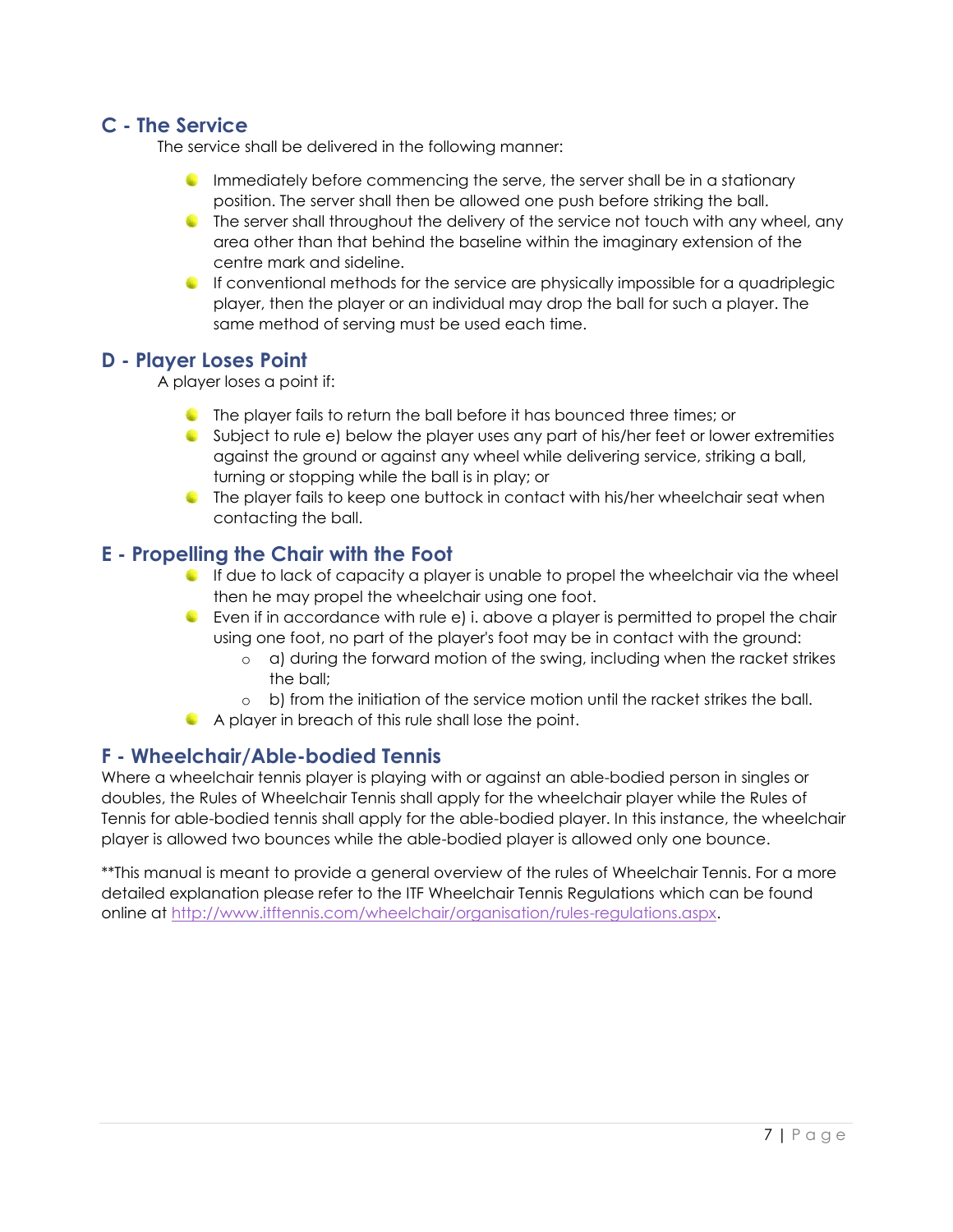## C - The Service

The service shall be delivered in the following manner:

- Immediately before commencing the serve, the server shall be in a stationary position. The server shall then be allowed one push before striking the ball.
- The server shall throughout the delivery of the service not touch with any wheel, any area other than that behind the baseline within the imaginary extension of the centre mark and sideline.
- If conventional methods for the service are physically impossible for a quadriplegic player, then the player or an individual may drop the ball for such a player. The same method of serving must be used each time.

## D - Player Loses Point

A player loses a point if:

- The player fails to return the ball before it has bounced three times; or
- Subject to rule e) below the player uses any part of his/her feet or lower extremities against the ground or against any wheel while delivering service, striking a ball, turning or stopping while the ball is in play; or
- The player fails to keep one buttock in contact with his/her wheelchair seat when contacting the ball.

## E - Propelling the Chair with the Foot

- If due to lack of capacity a player is unable to propel the wheelchair via the wheel then he may propel the wheelchair using one foot.
- Even if in accordance with rule e) i. above a player is permitted to propel the chair using one foot, no part of the player's foot may be in contact with the ground:
  - a) during the forward motion of the swing, including when the racket strikes the ball;
  - b) from the initiation of the service motion until the racket strikes the ball.
- A player in breach of this rule shall lose the point.

## F - Wheelchair/Able-bodied Tennis

Where a wheelchair tennis player is playing with or against an able-bodied person in singles or doubles, the Rules of Wheelchair Tennis shall apply for the wheelchair player while the Rules of Tennis for able-bodied tennis shall apply for the able-bodied player. In this instance, the wheelchair player is allowed two bounces while the able-bodied player is allowed only one bounce.

**This manual is meant to provide a general overview of the rules of Wheelchair Tennis. For a more detailed explanation please refer to the ITF Wheelchair Tennis Regulations which can be found online at http://www.itftennis.com/wheelchair/organisation/rules-regulations.aspx.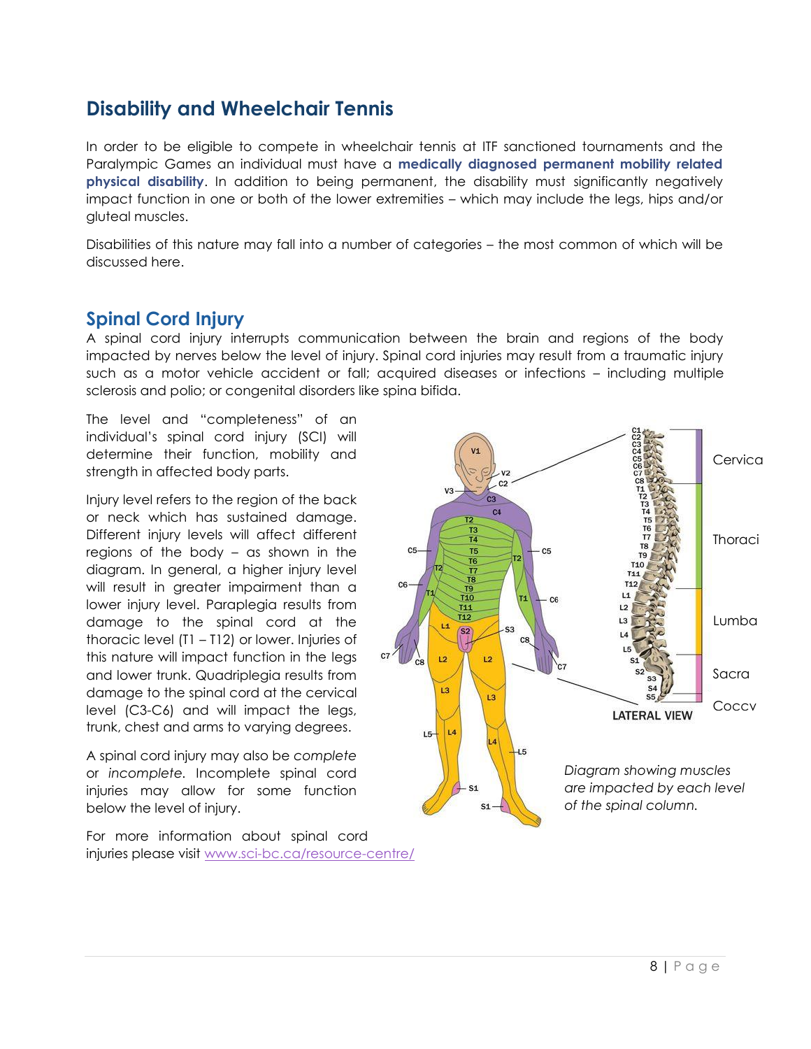## Disability and Wheelchair Tennis

In order to be eligible to compete in wheelchair tennis at ITF sanctioned tournaments and the Paralympic Games an individual must have a **medically diagnosed permanent mobility related physical disability**. In addition to being permanent, the disability must significantly negatively impact function in one or both of the lower extremities – which may include the legs, hips and/or gluteal muscles.

Disabilities of this nature may fall into a number of categories – the most common of which will be discussed here.

## Spinal Cord Injury

A spinal cord injury interrupts communication between the brain and regions of the body impacted by nerves below the level of injury. Spinal cord injuries may result from a traumatic injury such as a motor vehicle accident or fall; acquired diseases or infections – including multiple sclerosis and polio; or congenital disorders like spina bifida.

The level and "completeness" of an individual's spinal cord injury (SCI) will determine their function, mobility and strength in affected body parts.

Injury level refers to the region of the back or neck which has sustained damage. Different injury levels will affect different regions of the body – as shown in the diagram. In general, a higher injury level will result in greater impairment than a lower injury level. Paraplegia results from damage to the spinal cord at the thoracic level (T1 – T12) or lower. Injuries of this nature will impact function in the legs and lower trunk. Quadriplegia results from damage to the spinal cord at the cervical level (C3-C6) and will impact the legs, trunk, chest and arms to varying degrees.

A spinal cord injury may also be *complete* or *incomplete*. Incomplete spinal cord injuries may allow for some function below the level of injury.

*Diagram showing muscles are impacted by each level of the spinal column.*

For more information about spinal cord injuries please visit [www.sci-bc.ca/resource-centre/](www.sci-bc.ca/resource-centre/)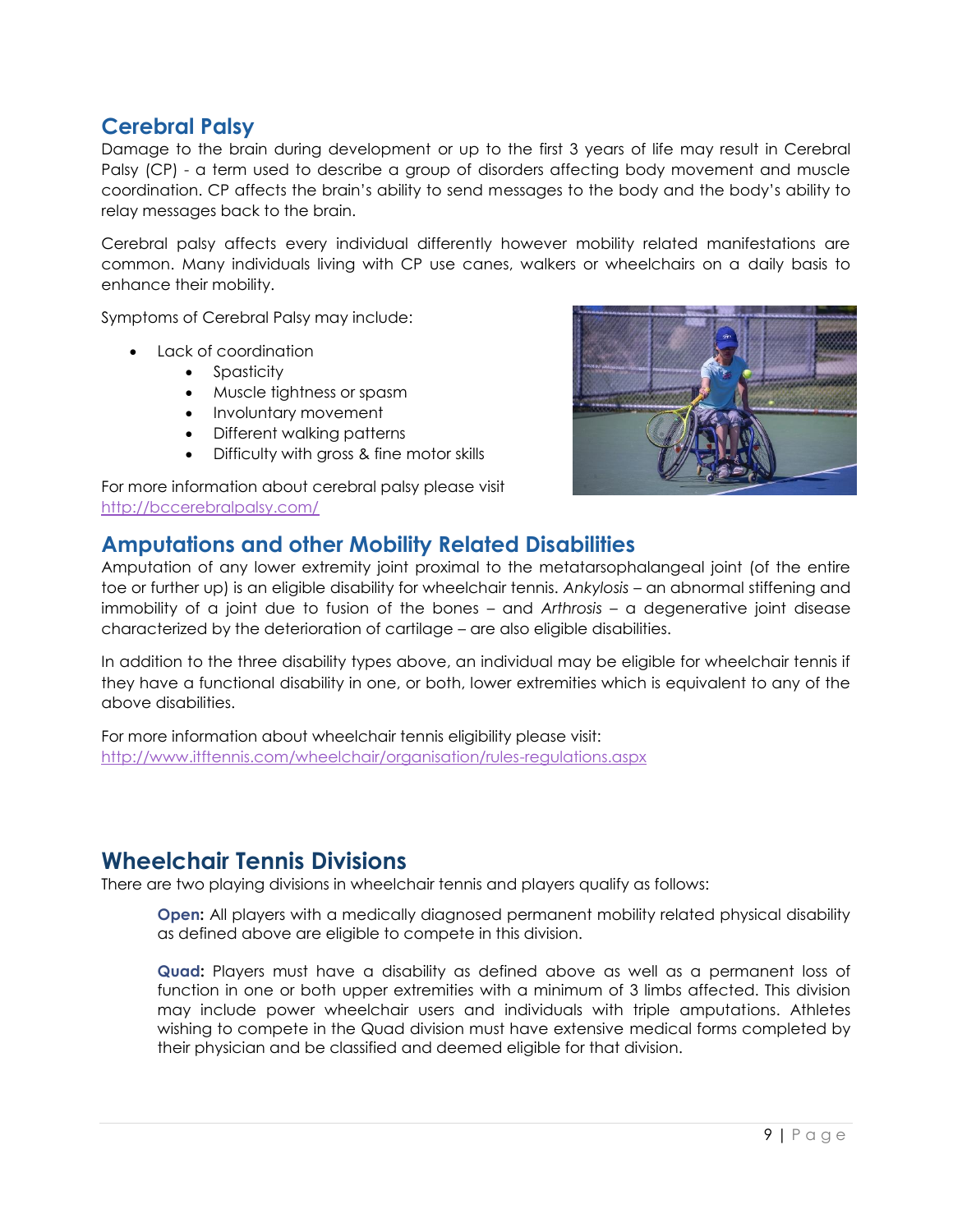## Cerebral Palsy

Damage to the brain during development or up to the first 3 years of life may result in Cerebral Palsy (CP) - a term used to describe a group of disorders affecting body movement and muscle coordination. CP affects the brain's ability to send messages to the body and the body's ability to relay messages back to the brain.

Cerebral palsy affects every individual differently however mobility related manifestations are common. Many individuals living with CP use canes, walkers or wheelchairs on a daily basis to enhance their mobility.

Symptoms of Cerebral Palsy may include:

- Lack of coordination
  - Spasticity
  - Muscle tightness or spasm
  - Involuntary movement
  - Different walking patterns
  - Difficulty with gross & fine motor skills

For more information about cerebral palsy please visit http://bccerebralpalsy.com/

## Amputations and other Mobility Related Disabilities

Amputation of any lower extremity joint proximal to the metatarsophalangeal joint (of the entire toe or further up) is an eligible disability for wheelchair tennis. *Ankylosis* – an abnormal stiffening and immobility of a joint due to fusion of the bones – and *Arthrosis* – a degenerative joint disease characterized by the deterioration of cartilage – are also eligible disabilities.

In addition to the three disability types above, an individual may be eligible for wheelchair tennis if they have a functional disability in one, or both, lower extremities which is equivalent to any of the above disabilities.

For more information about wheelchair tennis eligibility please visit:
http://www.itftennis.com/wheelchair/organisation/rules-regulations.aspx

## Wheelchair Tennis Divisions

There are two playing divisions in wheelchair tennis and players qualify as follows:

**Open:** All players with a medically diagnosed permanent mobility related physical disability as defined above are eligible to compete in this division.

**Quad:** Players must have a disability as defined above as well as a permanent loss of function in one or both upper extremities with a minimum of 3 limbs affected. This division may include power wheelchair users and individuals with triple amputations. Athletes wishing to compete in the Quad division must have extensive medical forms completed by their physician and be classified and deemed eligible for that division.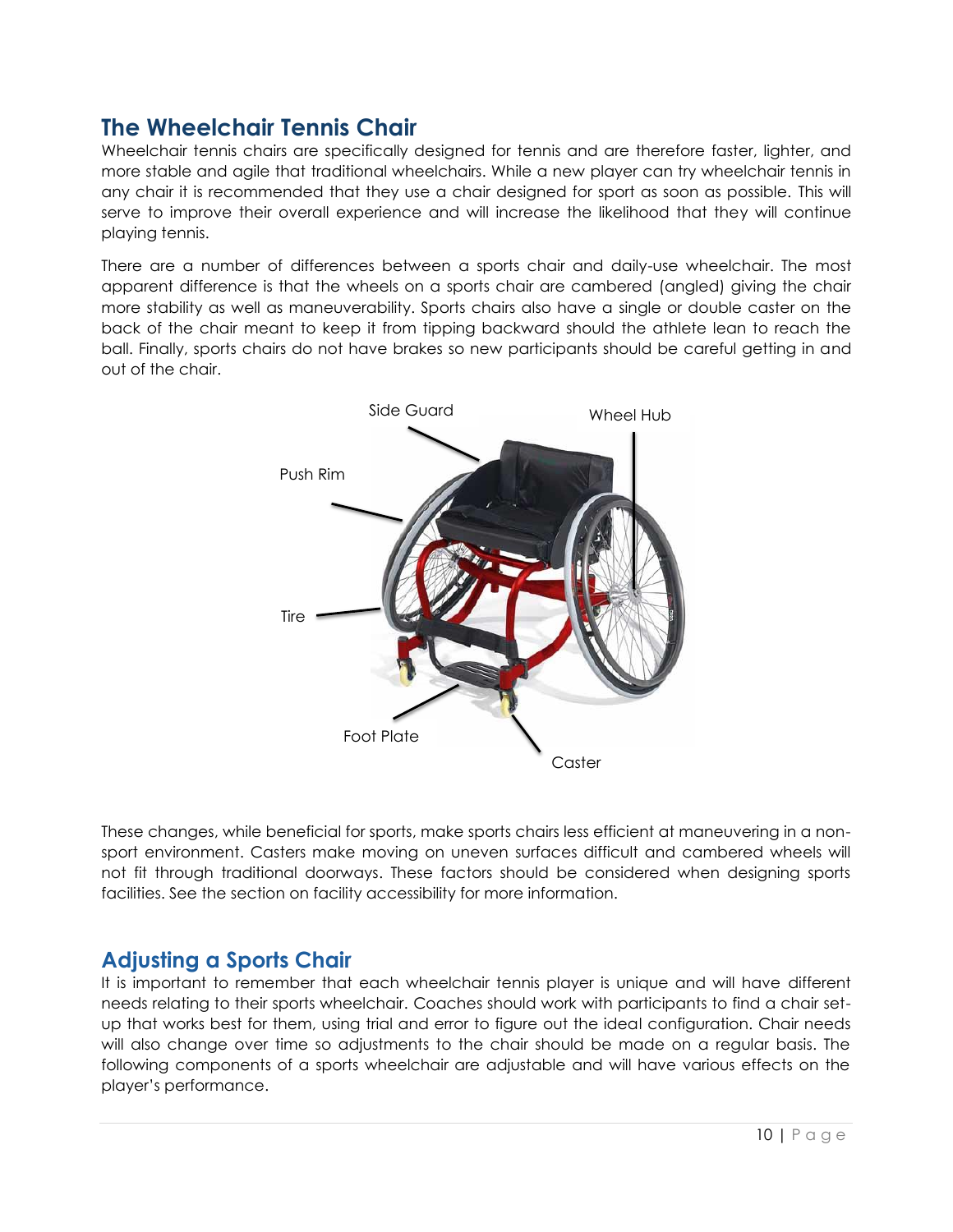## The Wheelchair Tennis Chair

Wheelchair tennis chairs are specifically designed for tennis and are therefore faster, lighter, and more stable and agile that traditional wheelchairs. While a new player can try wheelchair tennis in any chair it is recommended that they use a chair designed for sport as soon as possible. This will serve to improve their overall experience and will increase the likelihood that they will continue playing tennis.

There are a number of differences between a sports chair and daily-use wheelchair. The most apparent difference is that the wheels on a sports chair are cambered (angled) giving the chair more stability as well as maneuverability. Sports chairs also have a single or double caster on the back of the chair meant to keep it from tipping backward should the athlete lean to reach the ball. Finally, sports chairs do not have brakes so new participants should be careful getting in and out of the chair.

Side Guard

Wheel Hub

Push Rim

Tire

Foot Plate

Caster

These changes, while beneficial for sports, make sports chairs less efficient at maneuvering in a non-sport environment. Casters make moving on uneven surfaces difficult and cambered wheels will not fit through traditional doorways. These factors should be considered when designing sports facilities. See the section on facility accessibility for more information.

## Adjusting a Sports Chair

It is important to remember that each wheelchair tennis player is unique and will have different needs relating to their sports wheelchair. Coaches should work with participants to find a chair set-up that works best for them, using trial and error to figure out the ideal configuration. Chair needs will also change over time so adjustments to the chair should be made on a regular basis. The following components of a sports wheelchair are adjustable and will have various effects on the player's performance.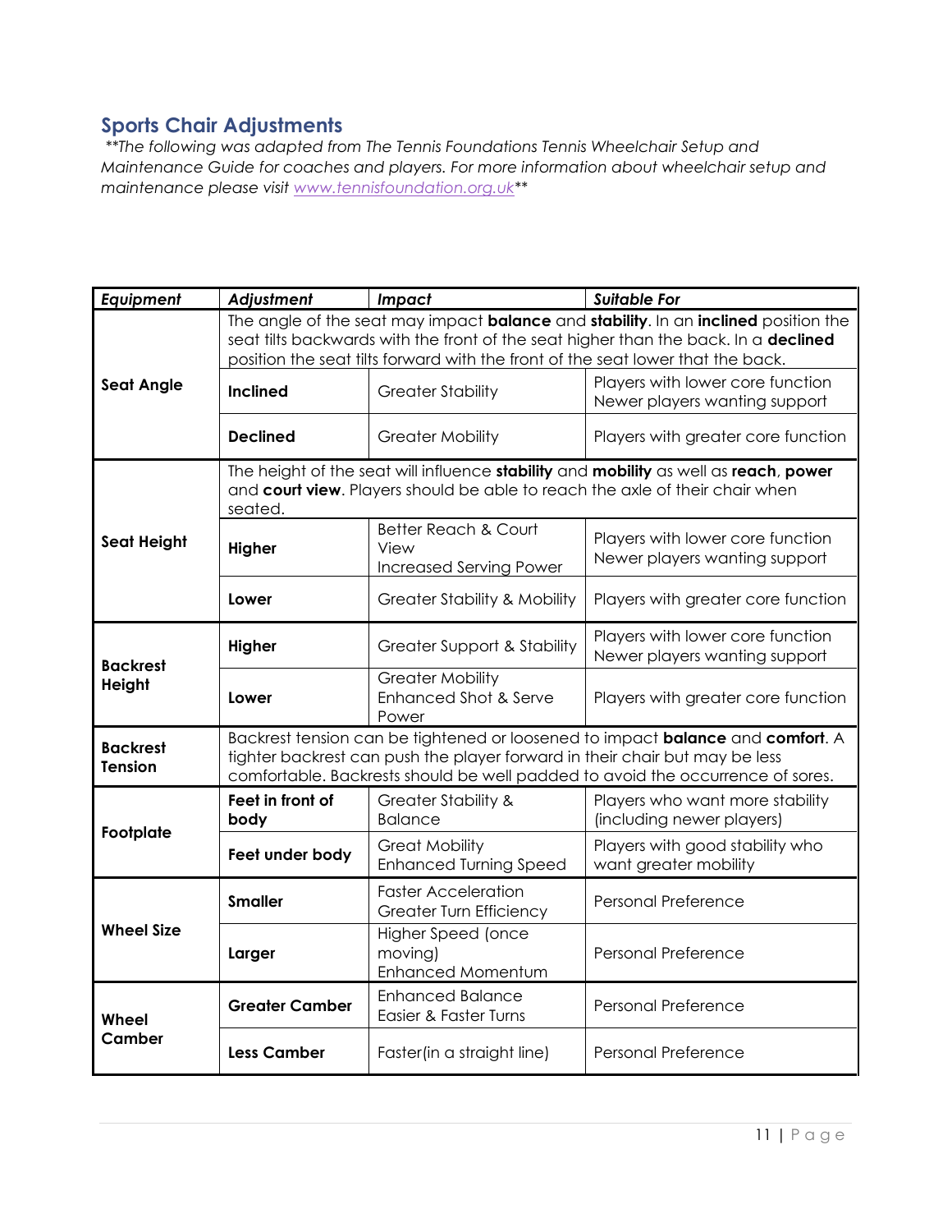## Sports Chair Adjustments

*\*\*The following was adapted from The Tennis Foundations Tennis Wheelchair Setup and Maintenance Guide for coaches and players. For more information about wheelchair setup and maintenance please visit [www.tennisfoundation.org.uk](http://www.tennisfoundation.org.uk)\*\**

| *Equipment* | *Adjustment* | *Impact* | *Suitable For* |
|---|---|---|---|
| **Seat Angle** | The angle of the seat may impact **balance** and **stability**. In an **inclined** position the seat tilts backwards with the front of the seat higher than the back. In a **declined** position the seat tilts forward with the front of the seat lower that the back. | | |
| | **Inclined** | Greater Stability | Players with lower core function<br>Newer players wanting support |
| | **Declined** | Greater Mobility | Players with greater core function |
| **Seat Height** | The height of the seat will influence **stability** and **mobility** as well as **reach**, **power** and **court view**. Players should be able to reach the axle of their chair when seated. | | |
| | **Higher** | Better Reach & Court View<br>Increased Serving Power | Players with lower core function<br>Newer players wanting support |
| | **Lower** | Greater Stability & Mobility | Players with greater core function |
| **Backrest Height** | **Higher** | Greater Support & Stability | Players with lower core function<br>Newer players wanting support |
| | **Lower** | Greater Mobility<br>Enhanced Shot & Serve Power | Players with greater core function |
| **Backrest Tension** | Backrest tension can be tightened or loosened to impact **balance** and **comfort**. A tighter backrest can push the player forward in their chair but may be less comfortable. Backrests should be well padded to avoid the occurrence of sores. | | |
| **Footplate** | **Feet in front of body** | Greater Stability & Balance | Players who want more stability (including newer players) |
| | **Feet under body** | Great Mobility<br>Enhanced Turning Speed | Players with good stability who want greater mobility |
| **Wheel Size** | **Smaller** | Faster Acceleration<br>Greater Turn Efficiency | Personal Preference |
| | **Larger** | Higher Speed (once moving)<br>Enhanced Momentum | Personal Preference |
| **Wheel Camber** | **Greater Camber** | Enhanced Balance<br>Easier & Faster Turns | Personal Preference |
| | **Less Camber** | Faster(in a straight line) | Personal Preference |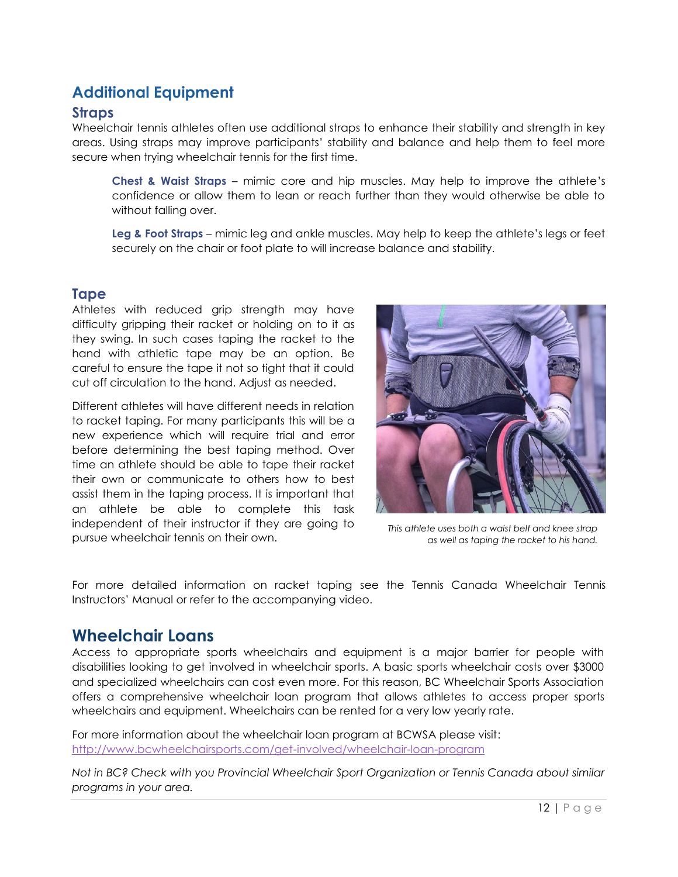## Additional Equipment

### Straps

Wheelchair tennis athletes often use additional straps to enhance their stability and strength in key areas. Using straps may improve participants' stability and balance and help them to feel more secure when trying wheelchair tennis for the first time.

> **Chest & Waist Straps** – mimic core and hip muscles. May help to improve the athlete's confidence or allow them to lean or reach further than they would otherwise be able to without falling over.
>
> **Leg & Foot Straps** – mimic leg and ankle muscles. May help to keep the athlete's legs or feet securely on the chair or foot plate to will increase balance and stability.

### Tape

Athletes with reduced grip strength may have difficulty gripping their racket or holding on to it as they swing. In such cases taping the racket to the hand with athletic tape may be an option. Be careful to ensure the tape it not so tight that it could cut off circulation to the hand. Adjust as needed.

Different athletes will have different needs in relation to racket taping. For many participants this will be a new experience which will require trial and error before determining the best taping method. Over time an athlete should be able to tape their racket their own or communicate to others how to best assist them in the taping process. It is important that an athlete be able to complete this task independent of their instructor if they are going to pursue wheelchair tennis on their own.

*This athlete uses both a waist belt and knee strap as well as taping the racket to his hand.*

For more detailed information on racket taping see the Tennis Canada Wheelchair Tennis Instructors' Manual or refer to the accompanying video.

## Wheelchair Loans

Access to appropriate sports wheelchairs and equipment is a major barrier for people with disabilities looking to get involved in wheelchair sports. A basic sports wheelchair costs over $3000 and specialized wheelchairs can cost even more. For this reason, BC Wheelchair Sports Association offers a comprehensive wheelchair loan program that allows athletes to access proper sports wheelchairs and equipment. Wheelchairs can be rented for a very low yearly rate.

For more information about the wheelchair loan program at BCWSA please visit:
http://www.bcwheelchairsports.com/get-involved/wheelchair-loan-program

*Not in BC? Check with you Provincial Wheelchair Sport Organization or Tennis Canada about similar programs in your area.*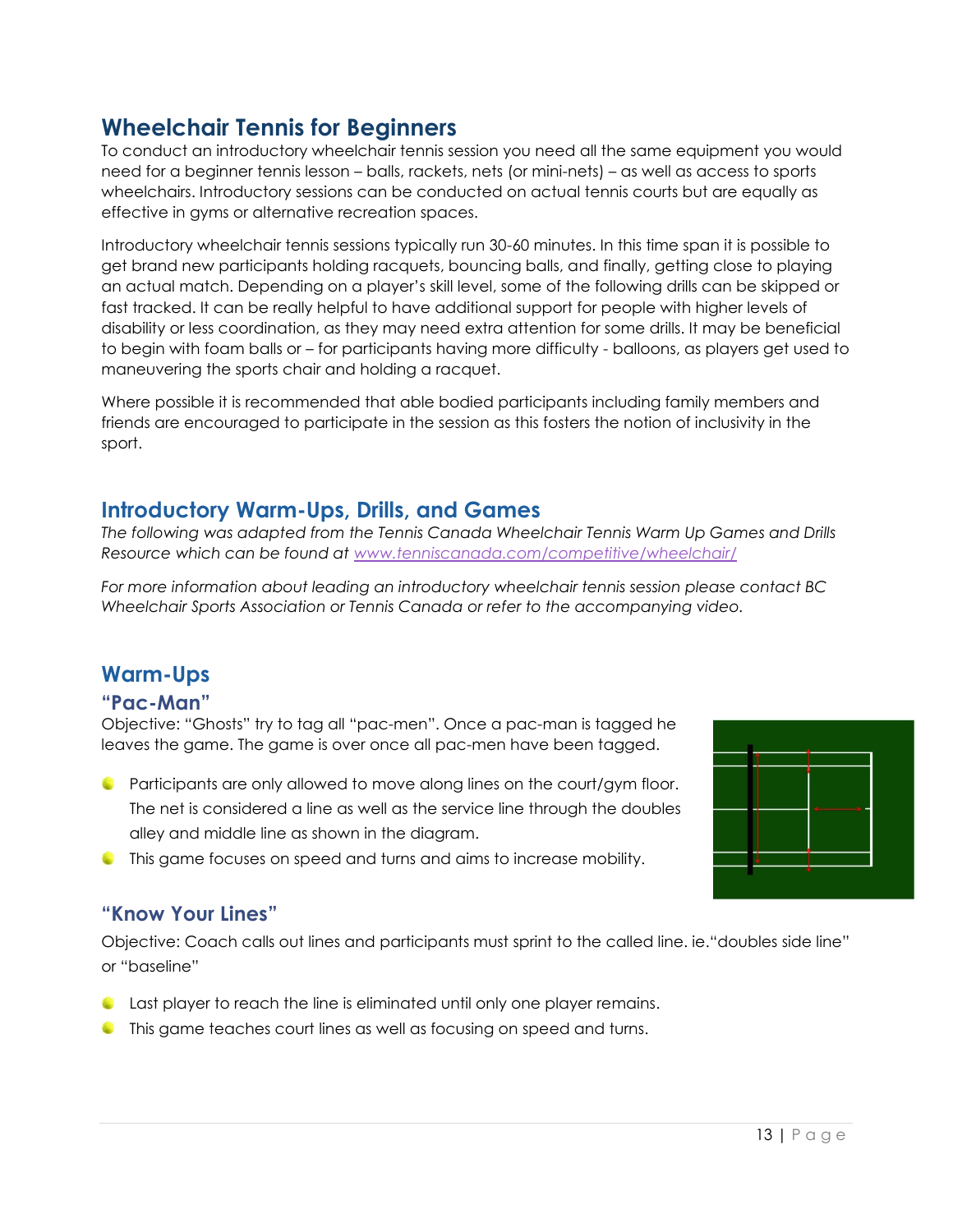# Wheelchair Tennis for Beginners

To conduct an introductory wheelchair tennis session you need all the same equipment you would need for a beginner tennis lesson – balls, rackets, nets (or mini-nets) – as well as access to sports wheelchairs. Introductory sessions can be conducted on actual tennis courts but are equally as effective in gyms or alternative recreation spaces.

Introductory wheelchair tennis sessions typically run 30-60 minutes. In this time span it is possible to get brand new participants holding racquets, bouncing balls, and finally, getting close to playing an actual match. Depending on a player's skill level, some of the following drills can be skipped or fast tracked. It can be really helpful to have additional support for people with higher levels of disability or less coordination, as they may need extra attention for some drills. It may be beneficial to begin with foam balls or – for participants having more difficulty - balloons, as players get used to maneuvering the sports chair and holding a racquet.

Where possible it is recommended that able bodied participants including family members and friends are encouraged to participate in the session as this fosters the notion of inclusivity in the sport.

## Introductory Warm-Ups, Drills, and Games

*The following was adapted from the Tennis Canada Wheelchair Tennis Warm Up Games and Drills Resource which can be found at* [www.tenniscanada.com/competitive/wheelchair/](www.tenniscanada.com/competitive/wheelchair/)

*For more information about leading an introductory wheelchair tennis session please contact BC Wheelchair Sports Association or Tennis Canada or refer to the accompanying video.*

## Warm-Ups

### "Pac-Man"

Objective: "Ghosts" try to tag all "pac-men". Once a pac-man is tagged he leaves the game. The game is over once all pac-men have been tagged.

- Participants are only allowed to move along lines on the court/gym floor. The net is considered a line as well as the service line through the doubles alley and middle line as shown in the diagram.
- This game focuses on speed and turns and aims to increase mobility.

### "Know Your Lines"

Objective: Coach calls out lines and participants must sprint to the called line. ie."doubles side line" or "baseline"

- Last player to reach the line is eliminated until only one player remains.
- This game teaches court lines as well as focusing on speed and turns.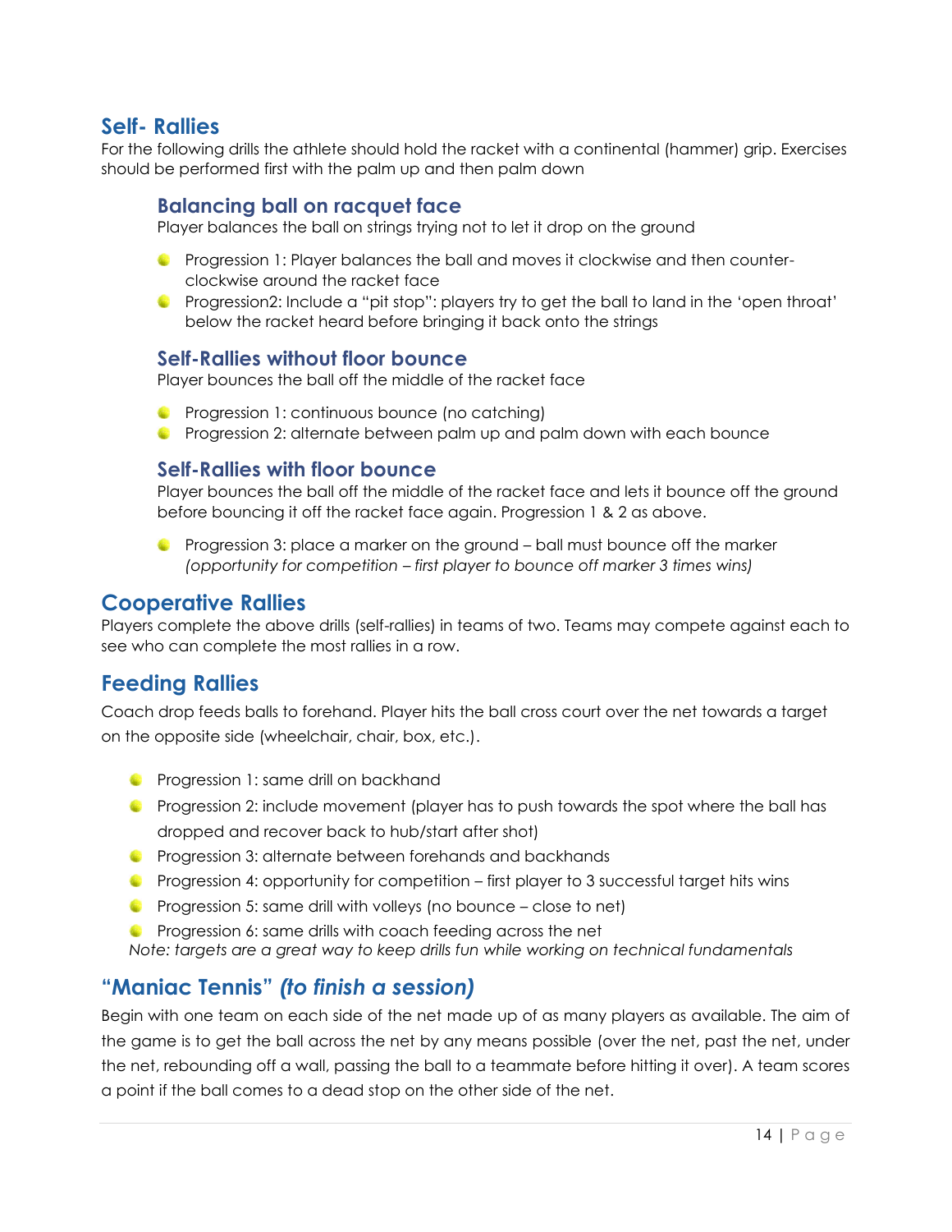## Self- Rallies

For the following drills the athlete should hold the racket with a continental (hammer) grip. Exercises should be performed first with the palm up and then palm down

### Balancing ball on racquet face

Player balances the ball on strings trying not to let it drop on the ground

- Progression 1: Player balances the ball and moves it clockwise and then counter-clockwise around the racket face
- Progression2: Include a "pit stop": players try to get the ball to land in the 'open throat' below the racket heard before bringing it back onto the strings

### Self-Rallies without floor bounce

Player bounces the ball off the middle of the racket face

- Progression 1: continuous bounce (no catching)
- Progression 2: alternate between palm up and palm down with each bounce

### Self-Rallies with floor bounce

Player bounces the ball off the middle of the racket face and lets it bounce off the ground before bouncing it off the racket face again. Progression 1 & 2 as above.

- Progression 3: place a marker on the ground – ball must bounce off the marker *(opportunity for competition – first player to bounce off marker 3 times wins)*

## Cooperative Rallies

Players complete the above drills (self-rallies) in teams of two. Teams may compete against each to see who can complete the most rallies in a row.

## Feeding Rallies

Coach drop feeds balls to forehand. Player hits the ball cross court over the net towards a target on the opposite side (wheelchair, chair, box, etc.).

- Progression 1: same drill on backhand
- Progression 2: include movement (player has to push towards the spot where the ball has dropped and recover back to hub/start after shot)
- Progression 3: alternate between forehands and backhands
- Progression 4: opportunity for competition – first player to 3 successful target hits wins
- Progression 5: same drill with volleys (no bounce – close to net)
- Progression 6: same drills with coach feeding across the net

*Note: targets are a great way to keep drills fun while working on technical fundamentals*

## "Maniac Tennis" *(to finish a session)*

Begin with one team on each side of the net made up of as many players as available. The aim of the game is to get the ball across the net by any means possible (over the net, past the net, under the net, rebounding off a wall, passing the ball to a teammate before hitting it over). A team scores a point if the ball comes to a dead stop on the other side of the net.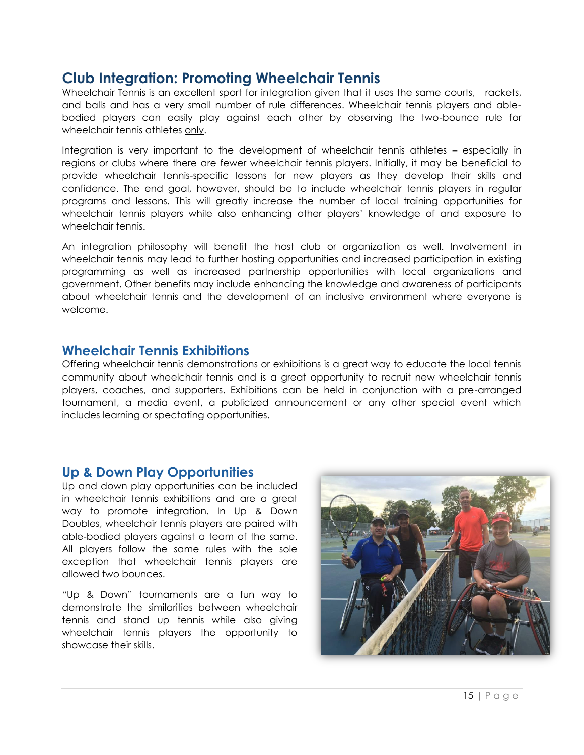## Club Integration: Promoting Wheelchair Tennis

Wheelchair Tennis is an excellent sport for integration given that it uses the same courts, rackets, and balls and has a very small number of rule differences. Wheelchair tennis players and able-bodied players can easily play against each other by observing the two-bounce rule for wheelchair tennis athletes only.

Integration is very important to the development of wheelchair tennis athletes – especially in regions or clubs where there are fewer wheelchair tennis players. Initially, it may be beneficial to provide wheelchair tennis-specific lessons for new players as they develop their skills and confidence. The end goal, however, should be to include wheelchair tennis players in regular programs and lessons. This will greatly increase the number of local training opportunities for wheelchair tennis players while also enhancing other players' knowledge of and exposure to wheelchair tennis.

An integration philosophy will benefit the host club or organization as well. Involvement in wheelchair tennis may lead to further hosting opportunities and increased participation in existing programming as well as increased partnership opportunities with local organizations and government. Other benefits may include enhancing the knowledge and awareness of participants about wheelchair tennis and the development of an inclusive environment where everyone is welcome.

## Wheelchair Tennis Exhibitions

Offering wheelchair tennis demonstrations or exhibitions is a great way to educate the local tennis community about wheelchair tennis and is a great opportunity to recruit new wheelchair tennis players, coaches, and supporters. Exhibitions can be held in conjunction with a pre-arranged tournament, a media event, a publicized announcement or any other special event which includes learning or spectating opportunities.

## Up & Down Play Opportunities

Up and down play opportunities can be included in wheelchair tennis exhibitions and are a great way to promote integration. In Up & Down Doubles, wheelchair tennis players are paired with able-bodied players against a team of the same. All players follow the same rules with the sole exception that wheelchair tennis players are allowed two bounces.

"Up & Down" tournaments are a fun way to demonstrate the similarities between wheelchair tennis and stand up tennis while also giving wheelchair tennis players the opportunity to showcase their skills.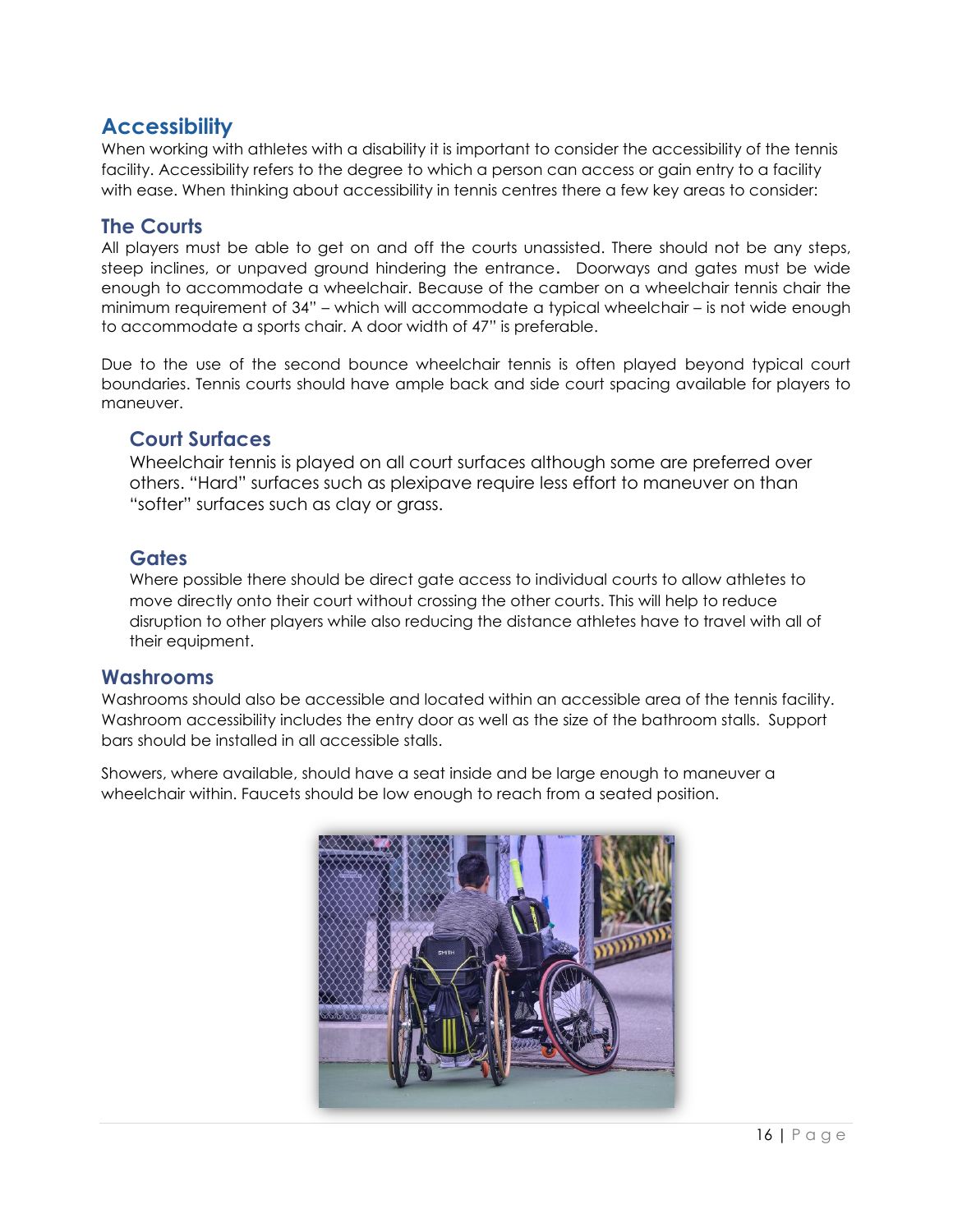## Accessibility

When working with athletes with a disability it is important to consider the accessibility of the tennis facility. Accessibility refers to the degree to which a person can access or gain entry to a facility with ease. When thinking about accessibility in tennis centres there a few key areas to consider:

### The Courts

All players must be able to get on and off the courts unassisted. There should not be any steps, steep inclines, or unpaved ground hindering the entrance. Doorways and gates must be wide enough to accommodate a wheelchair. Because of the camber on a wheelchair tennis chair the minimum requirement of 34" – which will accommodate a typical wheelchair – is not wide enough to accommodate a sports chair. A door width of 47" is preferable.

Due to the use of the second bounce wheelchair tennis is often played beyond typical court boundaries. Tennis courts should have ample back and side court spacing available for players to maneuver.

#### Court Surfaces

Wheelchair tennis is played on all court surfaces although some are preferred over others. "Hard" surfaces such as plexipave require less effort to maneuver on than "softer" surfaces such as clay or grass.

#### Gates

Where possible there should be direct gate access to individual courts to allow athletes to move directly onto their court without crossing the other courts. This will help to reduce disruption to other players while also reducing the distance athletes have to travel with all of their equipment.

### Washrooms

Washrooms should also be accessible and located within an accessible area of the tennis facility. Washroom accessibility includes the entry door as well as the size of the bathroom stalls. Support bars should be installed in all accessible stalls.

Showers, where available, should have a seat inside and be large enough to maneuver a wheelchair within. Faucets should be low enough to reach from a seated position.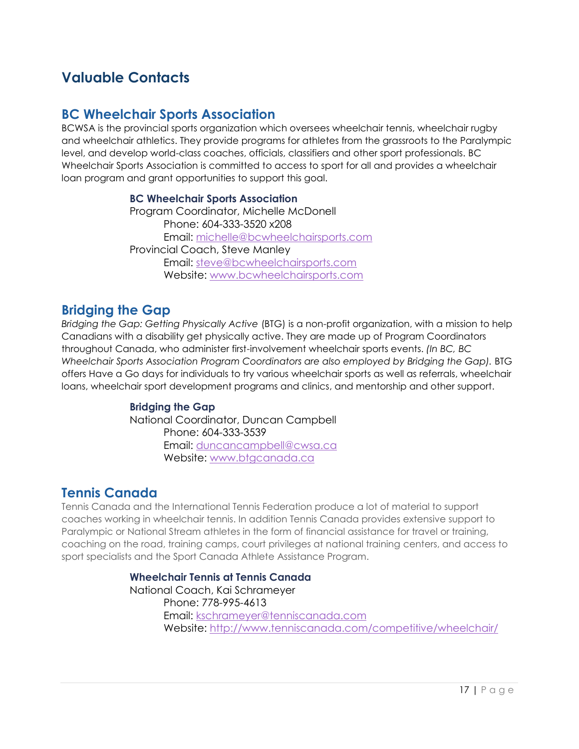# Valuable Contacts

## BC Wheelchair Sports Association

BCWSA is the provincial sports organization which oversees wheelchair tennis, wheelchair rugby and wheelchair athletics. They provide programs for athletes from the grassroots to the Paralympic level, and develop world-class coaches, officials, classifiers and other sport professionals. BC Wheelchair Sports Association is committed to access to sport for all and provides a wheelchair loan program and grant opportunities to support this goal.

**BC Wheelchair Sports Association**
Program Coordinator, Michelle McDonell
Phone: 604-333-3520 x208
Email: michelle@bcwheelchairsports.com
Provincial Coach, Steve Manley
Email: steve@bcwheelchairsports.com
Website: www.bcwheelchairsports.com

## Bridging the Gap

*Bridging the Gap: Getting Physically Active* (BTG) is a non-profit organization, with a mission to help Canadians with a disability get physically active. They are made up of Program Coordinators throughout Canada, who administer first-involvement wheelchair sports events. *(In BC, BC Wheelchair Sports Association Program Coordinators are also employed by Bridging the Gap).* BTG offers Have a Go days for individuals to try various wheelchair sports as well as referrals, wheelchair loans, wheelchair sport development programs and clinics, and mentorship and other support.

**Bridging the Gap**
National Coordinator, Duncan Campbell
Phone: 604-333-3539
Email: duncancampbell@cwsa.ca
Website: www.btgcanada.ca

## Tennis Canada

Tennis Canada and the International Tennis Federation produce a lot of material to support coaches working in wheelchair tennis. In addition Tennis Canada provides extensive support to Paralympic or National Stream athletes in the form of financial assistance for travel or training, coaching on the road, training camps, court privileges at national training centers, and access to sport specialists and the Sport Canada Athlete Assistance Program.

**Wheelchair Tennis at Tennis Canada**
National Coach, Kai Schrameyer
Phone: 778-995-4613
Email: kschrameyer@tenniscanada.com
Website: http://www.tenniscanada.com/competitive/wheelchair/